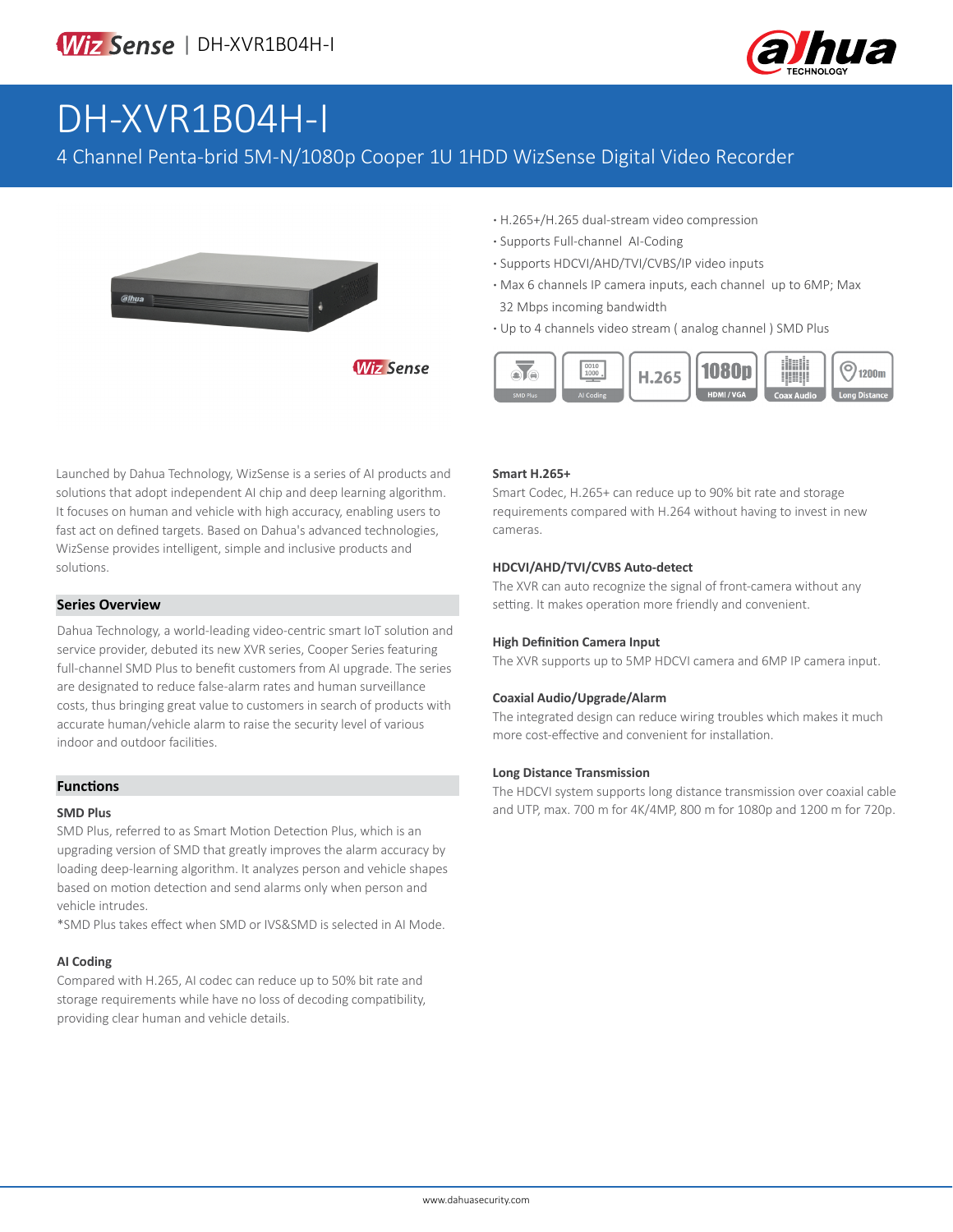# DH-XVR1B04H-I

4 Channel Penta-brid 5M-N/1080p Cooper 1U 1HDD WizSense Digital Video Recorder

- H.265+/H.265 dual-stream video compression
- Supports Full-channel AI-Coding
- Supports HDCVI/AHD/TVI/CVBS/IP video inputs
- Max 6 channels IP camera inputs, each channel up to 6MP; Max 32 Mbps incoming bandwidth
- Up to 4 channels video stream ( analog channel ) SMD Plus

Launched by Dahua Technology, WizSense is a series of AI products and solutions that adopt independent AI chip and deep learning algorithm. It focuses on human and vehicle with high accuracy, enabling users to fast act on defined targets. Based on Dahua's advanced technologies, WizSense provides intelligent, simple and inclusive products and solutions.

## Series Overview

Dahua Technology, a world-leading video-centric smart IoT solution and service provider, debuted its new XVR series, Cooper Series featuring full-channel SMD Plus to benefit customers from AI upgrade. The series are designated to reduce false-alarm rates and human surveillance costs, thus bringing great value to customers in search of products with accurate human/vehicle alarm to raise the security level of various indoor and outdoor facilities.

## Functions

### SMD Plus

SMD Plus, referred to as Smart Motion Detection Plus, which is an upgrading version of SMD that greatly improves the alarm accuracy by loading deep-learning algorithm. It analyzes person and vehicle shapes based on motion detection and send alarms only when person and vehicle intrudes.

*SMD Plus takes effect when SMD or IVS&SMD is selected in AI Mode.

### AI Coding

Compared with H.265, AI codec can reduce up to 50% bit rate and storage requirements while have no loss of decoding compatibility, providing clear human and vehicle details.

### Smart H.265+

Smart Codec, H.265+ can reduce up to 90% bit rate and storage requirements compared with H.264 without having to invest in new cameras.

### HDCVI/AHD/TVI/CVBS Auto-detect

The XVR can auto recognize the signal of front-camera without any setting. It makes operation more friendly and convenient.

### High Definition Camera Input

The XVR supports up to 5MP HDCVI camera and 6MP IP camera input.

### Coaxial Audio/Upgrade/Alarm

The integrated design can reduce wiring troubles which makes it much more cost-effective and convenient for installation.

### Long Distance Transmission

The HDCVI system supports long distance transmission over coaxial cable and UTP, max. 700 m for 4K/4MP, 800 m for 1080p and 1200 m for 720p.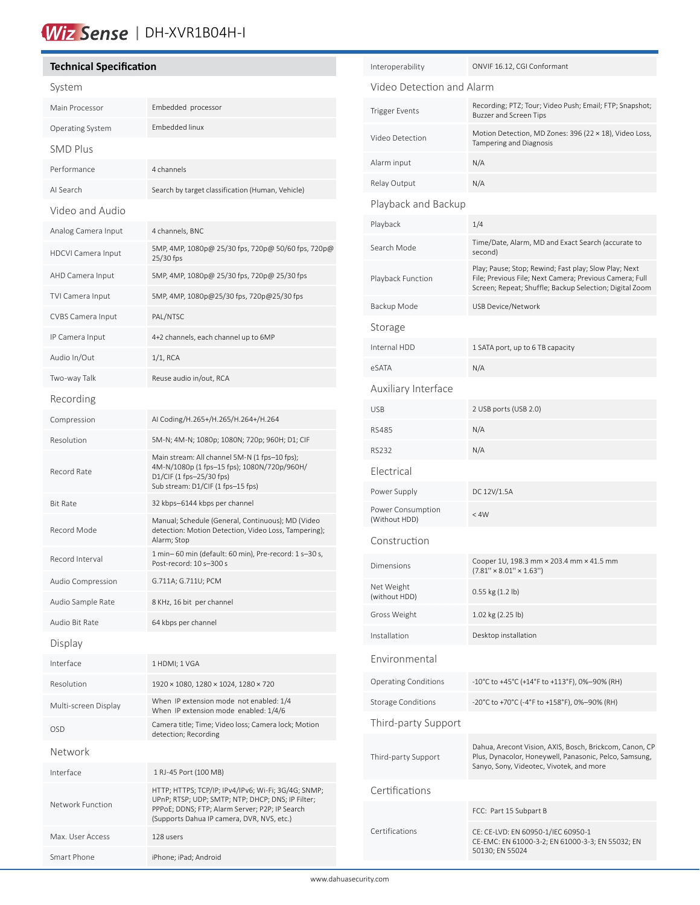# Technical Specification

## System

| | |
|---|---|
| Main Processor | Embedded processor |
| Operating System | Embedded linux |

## SMD Plus

| | |
|---|---|
| Performance | 4 channels |
| AI Search | Search by target classification (Human, Vehicle) |

## Video and Audio

| | |
|---|---|
| Analog Camera Input | 4 channels, BNC |
| HDCVI Camera Input | 5MP, 4MP, 1080p@ 25/30 fps, 720p@ 50/60 fps, 720p@ 25/30 fps |
| AHD Camera Input | 5MP, 4MP, 1080p@ 25/30 fps, 720p@ 25/30 fps |
| TVI Camera Input | 5MP, 4MP, 1080p@25/30 fps, 720p@25/30 fps |
| CVBS Camera Input | PAL/NTSC |
| IP Camera Input | 4+2 channels, each channel up to 6MP |
| Audio In/Out | 1/1, RCA |
| Two-way Talk | Reuse audio in/out, RCA |

## Recording

| | |
|---|---|
| Compression | AI Coding/H.265+/H.265/H.264+/H.264 |
| Resolution | 5M-N; 4M-N; 1080p; 1080N; 720p; 960H; D1; CIF |
| Record Rate | Main stream: All channel 5M-N (1 fps–10 fps); 4M-N/1080p (1 fps–15 fps); 1080N/720p/960H/D1/CIF (1 fps–25/30 fps)<br>Sub stream: D1/CIF (1 fps–15 fps) |
| Bit Rate | 32 kbps–6144 kbps per channel |
| Record Mode | Manual; Schedule (General, Continuous); MD (Video detection: Motion Detection, Video Loss, Tampering); Alarm; Stop |
| Record Interval | 1 min– 60 min (default: 60 min), Pre-record: 1 s–30 s, Post-record: 10 s–300 s |
| Audio Compression | G.711A; G.711U; PCM |
| Audio Sample Rate | 8 KHz, 16 bit per channel |
| Audio Bit Rate | 64 kbps per channel |

## Display

| | |
|---|---|
| Interface | 1 HDMI; 1 VGA |
| Resolution | 1920 × 1080, 1280 × 1024, 1280 × 720 |
| Multi-screen Display | When IP extension mode not enabled: 1/4<br>When IP extension mode enabled: 1/4/6 |
| OSD | Camera title; Time; Video loss; Camera lock; Motion detection; Recording |

## Network

| | |
|---|---|
| Interface | 1 RJ-45 Port (100 MB) |
| Network Function | HTTP; HTTPS; TCP/IP; IPv4/IPv6; Wi-Fi; 3G/4G; SNMP; UPnP; RTSP; UDP; SMTP; NTP; DHCP; DNS; IP Filter; PPPoE; DDNS; FTP; Alarm Server; P2P; IP Search (Supports Dahua IP camera, DVR, NVS, etc.) |
| Max. User Access | 128 users |
| Smart Phone | iPhone; iPad; Android |
| Interoperability | ONVIF 16.12, CGI Conformant |

## Video Detection and Alarm

| | |
|---|---|
| Trigger Events | Recording; PTZ; Tour; Video Push; Email; FTP; Snapshot; Buzzer and Screen Tips |
| Video Detection | Motion Detection, MD Zones: 396 (22 × 18), Video Loss, Tampering and Diagnosis |
| Alarm input | N/A |
| Relay Output | N/A |

## Playback and Backup

| | |
|---|---|
| Playback | 1/4 |
| Search Mode | Time/Date, Alarm, MD and Exact Search (accurate to second) |
| Playback Function | Play; Pause; Stop; Rewind; Fast play; Slow Play; Next File; Previous File; Next Camera; Previous Camera; Full Screen; Repeat; Shuffle; Backup Selection; Digital Zoom |
| Backup Mode | USB Device/Network |

## Storage

| | |
|---|---|
| Internal HDD | 1 SATA port, up to 6 TB capacity |
| eSATA | N/A |

## Auxiliary Interface

| | |
|---|---|
| USB | 2 USB ports (USB 2.0) |
| RS485 | N/A |
| RS232 | N/A |

## Electrical

| | |
|---|---|
| Power Supply | DC 12V/1.5A |
| Power Consumption (Without HDD) | < 4W |

## Construction

| | |
|---|---|
| Dimensions | Cooper 1U, 198.3 mm × 203.4 mm × 41.5 mm (7.81'' × 8.01'' × 1.63'') |
| Net Weight (without HDD) | 0.55 kg (1.2 lb) |
| Gross Weight | 1.02 kg (2.25 lb) |
| Installation | Desktop installation |

## Environmental

| | |
|---|---|
| Operating Conditions | -10°C to +45°C (+14°F to +113°F), 0%–90% (RH) |
| Storage Conditions | -20°C to +70°C (-4°F to +158°F), 0%–90% (RH) |

## Third-party Support

| | |
|---|---|
| Third-party Support | Dahua, Arecont Vision, AXIS, Bosch, Brickcom, Canon, CP Plus, Dynacolor, Honeywell, Panasonic, Pelco, Samsung, Sanyo, Sony, Videotec, Vivotek, and more |

## Certifications

| | |
|---|---|
| Certifications | FCC: Part 15 Subpart B<br>CE: CE-LVD: EN 60950-1/IEC 60950-1<br>CE-EMC: EN 61000-3-2; EN 61000-3-3; EN 55032; EN 50130; EN 55024 |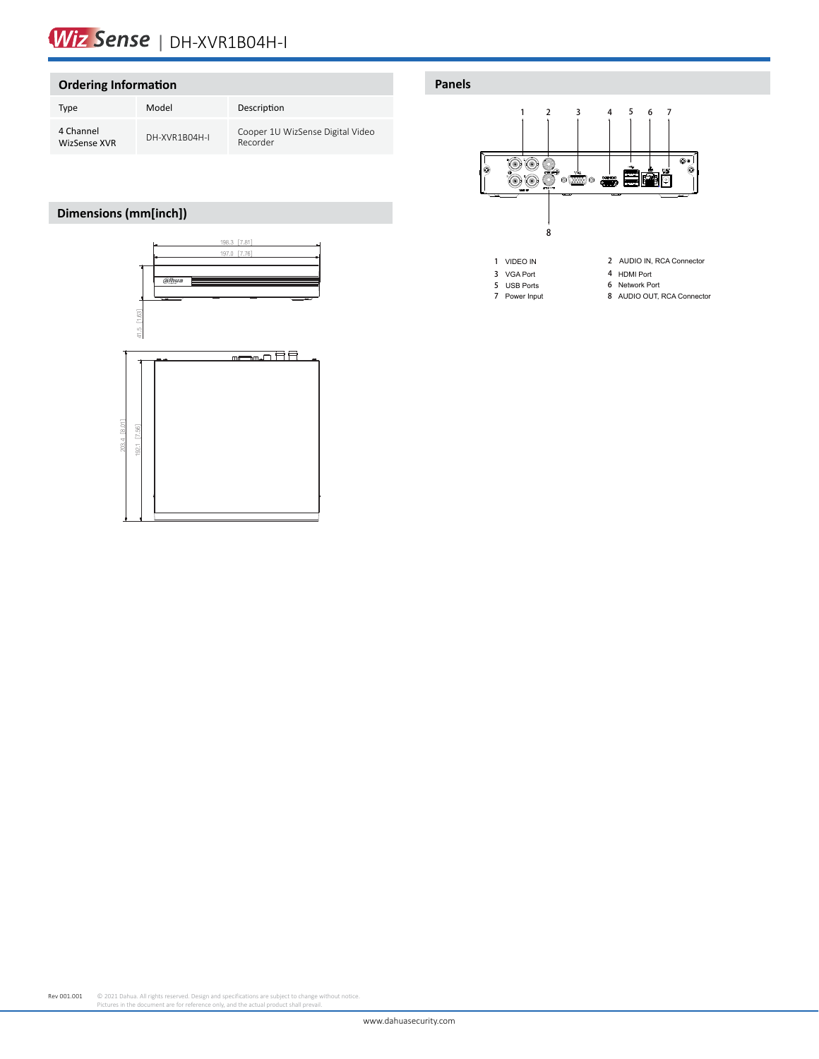## Ordering Information

| Type | Model | Description |
| --- | --- | --- |
| 4 Channel WizSense XVR | DH-XVR1B04H-I | Cooper 1U WizSense Digital Video Recorder |

## Dimensions (mm[inch])

198.3 [7.81]
197.0 [7.76]
41.5 [1.63]
203.4 [8.01]
192.1 [7.56]

## Panels

1 2 3 4 5 6 7
8

1 VIDEO IN
2 AUDIO IN, RCA Connector
3 VGA Port
4 HDMI Port
5 USB Ports
6 Network Port
7 Power Input
8 AUDIO OUT, RCA Connector

Rev 001.001 © 2021 Dahua. All rights reserved. Design and specifications are subject to change without notice.
Pictures in the document are for reference only, and the actual product shall prevail.

www.dahuasecurity.com